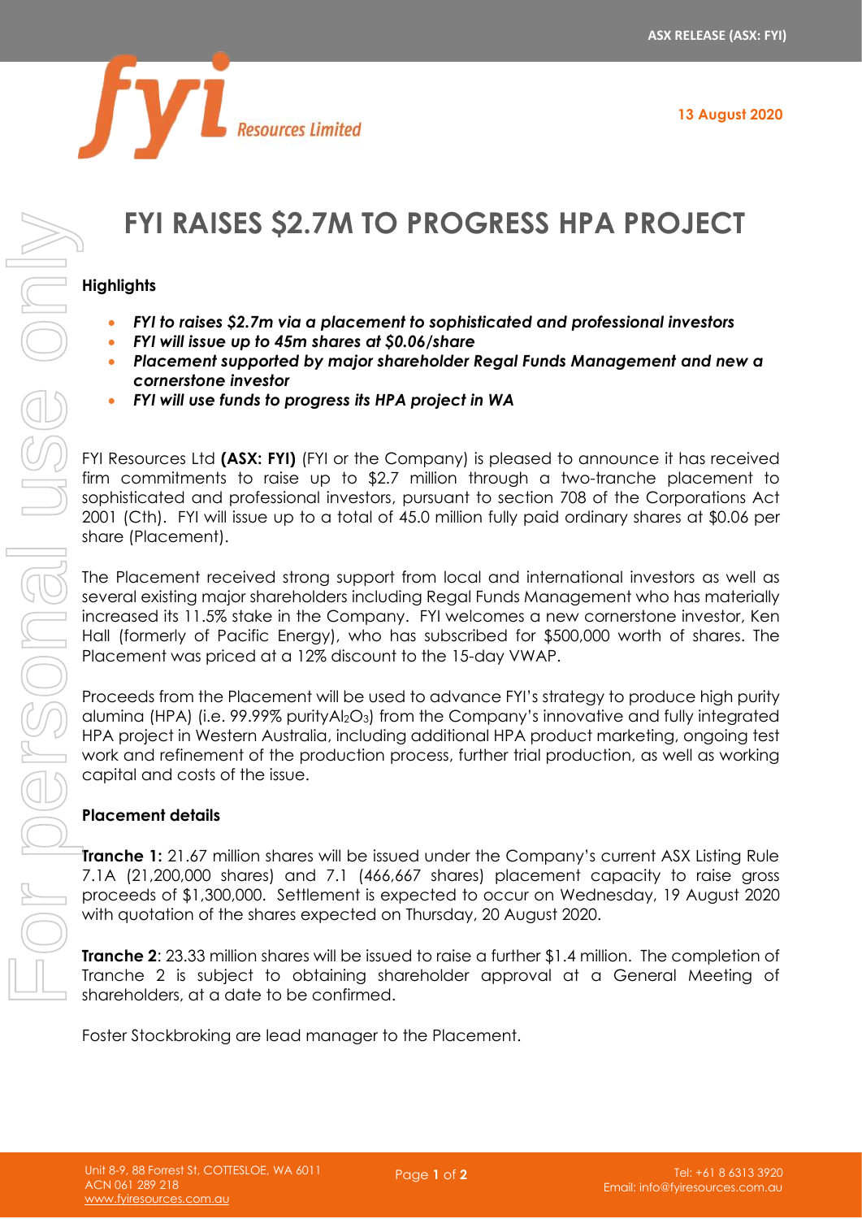ASX RELEASE (ASX: FYI)

13 August 2020

# FYI RAISES $2.7M TO PROGRESS HPA PROJECT

**Highlights**

- ***FYI to raises $2.7m via a placement to sophisticated and professional investors***
- ***FYI will issue up to 45m shares at $0.06/share***
- ***Placement supported by major shareholder Regal Funds Management and new a cornerstone investor***
- ***FYI will use funds to progress its HPA project in WA***

FYI Resources Ltd **(ASX: FYI)** (FYI or the Company) is pleased to announce it has received firm commitments to raise up to $2.7 million through a two-tranche placement to sophisticated and professional investors, pursuant to section 708 of the Corporations Act 2001 (Cth). FYI will issue up to a total of 45.0 million fully paid ordinary shares at $0.06 per share (Placement).

The Placement received strong support from local and international investors as well as several existing major shareholders including Regal Funds Management who has materially increased its 11.5% stake in the Company. FYI welcomes a new cornerstone investor, Ken Hall (formerly of Pacific Energy), who has subscribed for $500,000 worth of shares. The Placement was priced at a 12% discount to the 15-day VWAP.

Proceeds from the Placement will be used to advance FYI's strategy to produce high purity alumina (HPA) (i.e. 99.99% purity$Al_2O_3$) from the Company's innovative and fully integrated HPA project in Western Australia, including additional HPA product marketing, ongoing test work and refinement of the production process, further trial production, as well as working capital and costs of the issue.

**Placement details**

**Tranche 1:** 21.67 million shares will be issued under the Company's current ASX Listing Rule 7.1A (21,200,000 shares) and 7.1 (466,667 shares) placement capacity to raise gross proceeds of $1,300,000. Settlement is expected to occur on Wednesday, 19 August 2020 with quotation of the shares expected on Thursday, 20 August 2020.

**Tranche 2**: 23.33 million shares will be issued to raise a further $1.4 million. The completion of Tranche 2 is subject to obtaining shareholder approval at a General Meeting of shareholders, at a date to be confirmed.

Foster Stockbroking are lead manager to the Placement.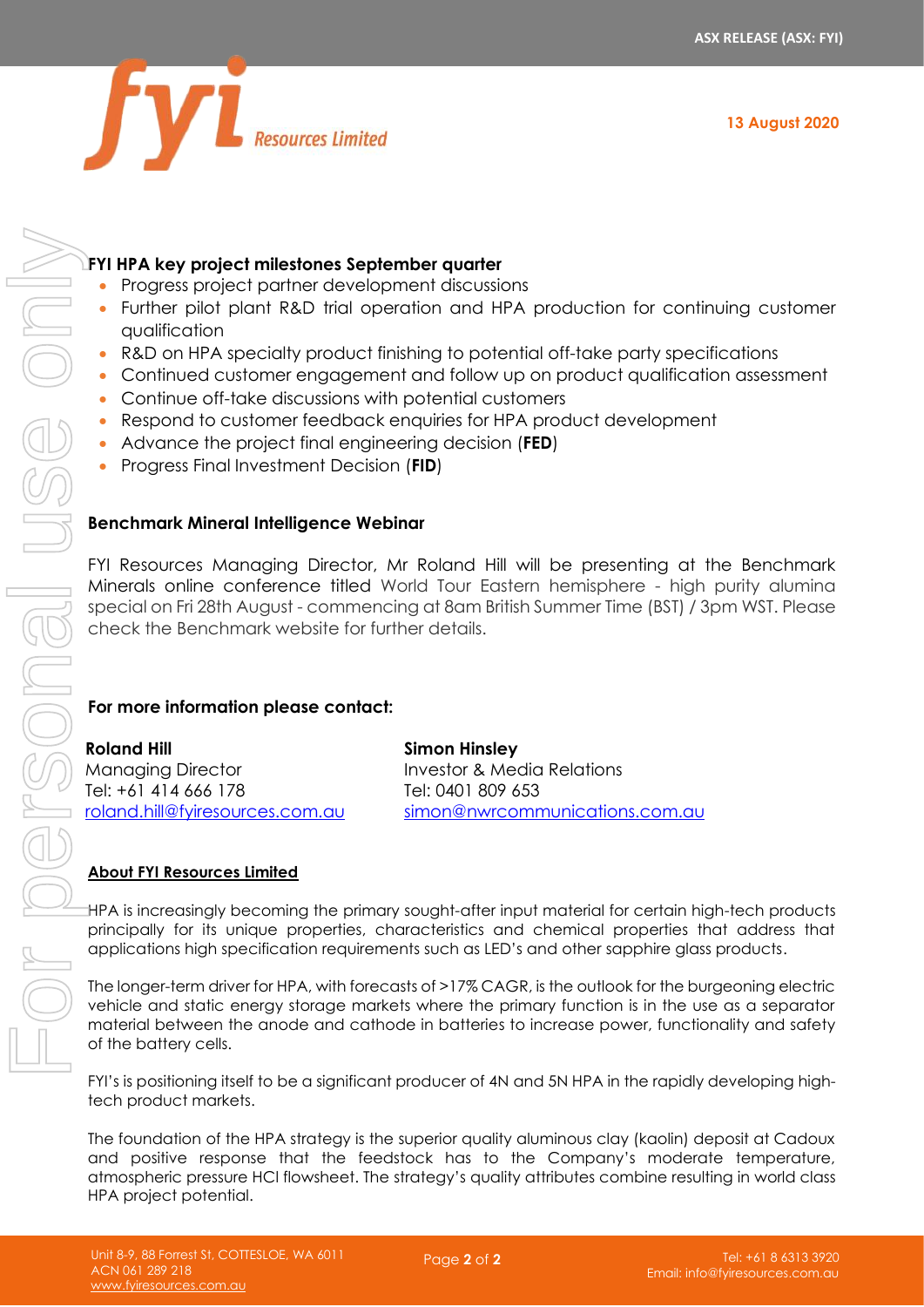**FYI HPA key project milestones September quarter**

- Progress project partner development discussions
- Further pilot plant R&D trial operation and HPA production for continuing customer qualification
- R&D on HPA specialty product finishing to potential off-take party specifications
- Continued customer engagement and follow up on product qualification assessment
- Continue off-take discussions with potential customers
- Respond to customer feedback enquiries for HPA product development
- Advance the project final engineering decision (**FED**)
- Progress Final Investment Decision (**FID**)

**Benchmark Mineral Intelligence Webinar**

FYI Resources Managing Director, Mr Roland Hill will be presenting at the Benchmark Minerals online conference titled World Tour Eastern hemisphere - high purity alumina special on Fri 28th August - commencing at 8am British Summer Time (BST) / 3pm WST. Please check the Benchmark website for further details.

**For more information please contact:**

**Roland Hill**
Managing Director
Tel: +61 414 666 178
roland.hill@fyiresources.com.au

**Simon Hinsley**
Investor & Media Relations
Tel: 0401 809 653
simon@nwrcommunications.com.au

**About FYI Resources Limited**

HPA is increasingly becoming the primary sought-after input material for certain high-tech products principally for its unique properties, characteristics and chemical properties that address that applications high specification requirements such as LED's and other sapphire glass products.

The longer-term driver for HPA, with forecasts of >17% CAGR, is the outlook for the burgeoning electric vehicle and static energy storage markets where the primary function is in the use as a separator material between the anode and cathode in batteries to increase power, functionality and safety of the battery cells.

FYI's is positioning itself to be a significant producer of 4N and 5N HPA in the rapidly developing high-tech product markets.

The foundation of the HPA strategy is the superior quality aluminous clay (kaolin) deposit at Cadoux and positive response that the feedstock has to the Company's moderate temperature, atmospheric pressure HCl flowsheet. The strategy's quality attributes combine resulting in world class HPA project potential.